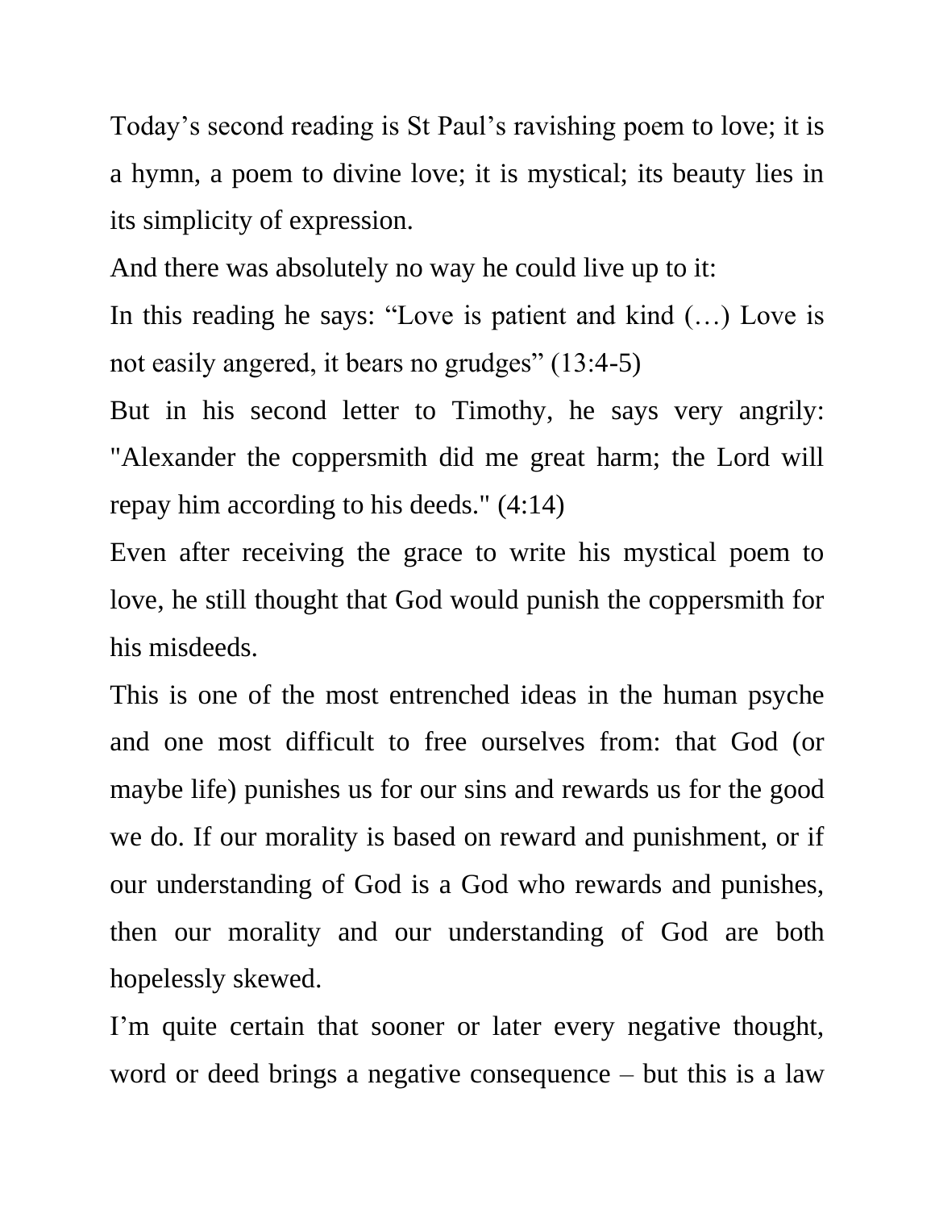Today's second reading is St Paul's ravishing poem to love; it is a hymn, a poem to divine love; it is mystical; its beauty lies in its simplicity of expression.

And there was absolutely no way he could live up to it:

In this reading he says: "Love is patient and kind (…) Love is not easily angered, it bears no grudges" (13:4-5)

But in his second letter to Timothy, he says very angrily: "Alexander the coppersmith did me great harm; the Lord will repay him according to his deeds." (4:14)

Even after receiving the grace to write his mystical poem to love, he still thought that God would punish the coppersmith for his misdeeds.

This is one of the most entrenched ideas in the human psyche and one most difficult to free ourselves from: that God (or maybe life) punishes us for our sins and rewards us for the good we do. If our morality is based on reward and punishment, or if our understanding of God is a God who rewards and punishes, then our morality and our understanding of God are both hopelessly skewed.

I'm quite certain that sooner or later every negative thought, word or deed brings a negative consequence – but this is a law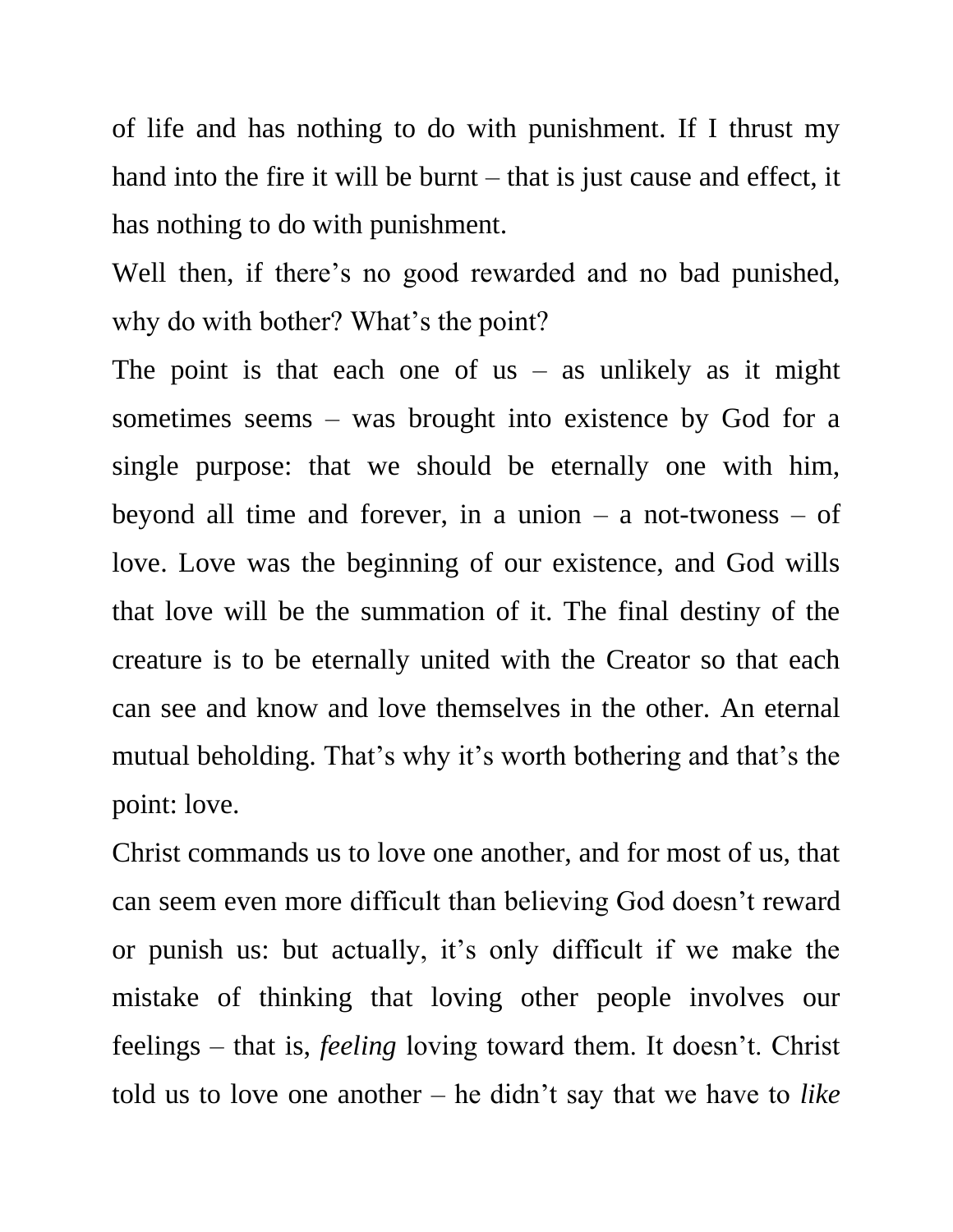of life and has nothing to do with punishment. If I thrust my hand into the fire it will be burnt – that is just cause and effect, it has nothing to do with punishment.

Well then, if there's no good rewarded and no bad punished, why do with bother? What's the point?

The point is that each one of us – as unlikely as it might sometimes seems – was brought into existence by God for a single purpose: that we should be eternally one with him, beyond all time and forever, in a union – a not-twoness – of love. Love was the beginning of our existence, and God wills that love will be the summation of it. The final destiny of the creature is to be eternally united with the Creator so that each can see and know and love themselves in the other. An eternal mutual beholding. That's why it's worth bothering and that's the point: love.

Christ commands us to love one another, and for most of us, that can seem even more difficult than believing God doesn't reward or punish us: but actually, it's only difficult if we make the mistake of thinking that loving other people involves our feelings – that is, *feeling* loving toward them. It doesn't. Christ told us to love one another – he didn't say that we have to *like*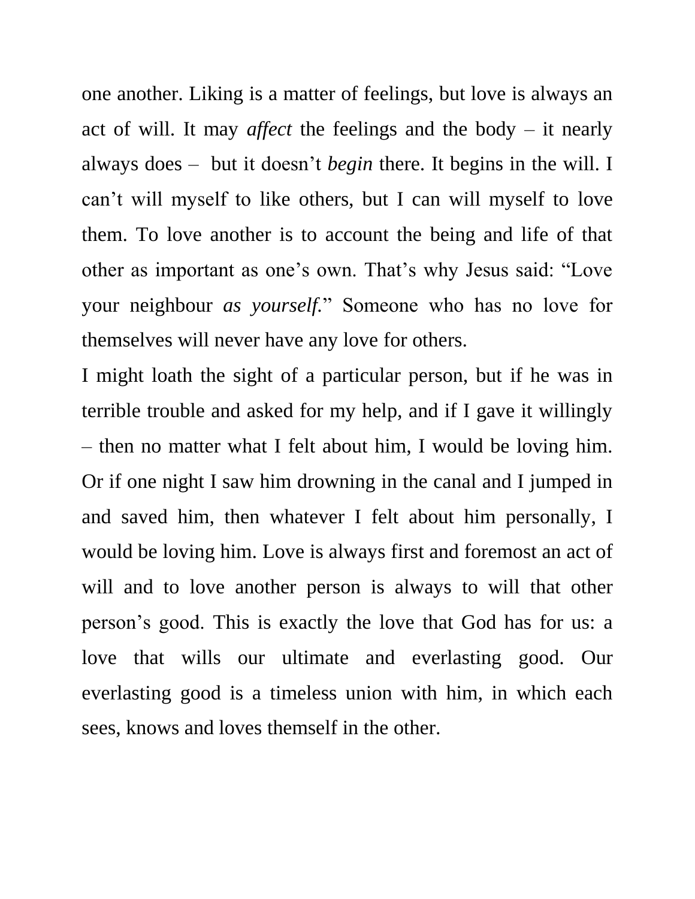one another. Liking is a matter of feelings, but love is always an act of will. It may *affect* the feelings and the body – it nearly always does – but it doesn't *begin* there. It begins in the will. I can't will myself to like others, but I can will myself to love them. To love another is to account the being and life of that other as important as one's own. That's why Jesus said: "Love your neighbour *as yourself*." Someone who has no love for themselves will never have any love for others.

I might loath the sight of a particular person, but if he was in terrible trouble and asked for my help, and if I gave it willingly – then no matter what I felt about him, I would be loving him. Or if one night I saw him drowning in the canal and I jumped in and saved him, then whatever I felt about him personally, I would be loving him. Love is always first and foremost an act of will and to love another person is always to will that other person's good. This is exactly the love that God has for us: a love that wills our ultimate and everlasting good. Our everlasting good is a timeless union with him, in which each sees, knows and loves themself in the other.